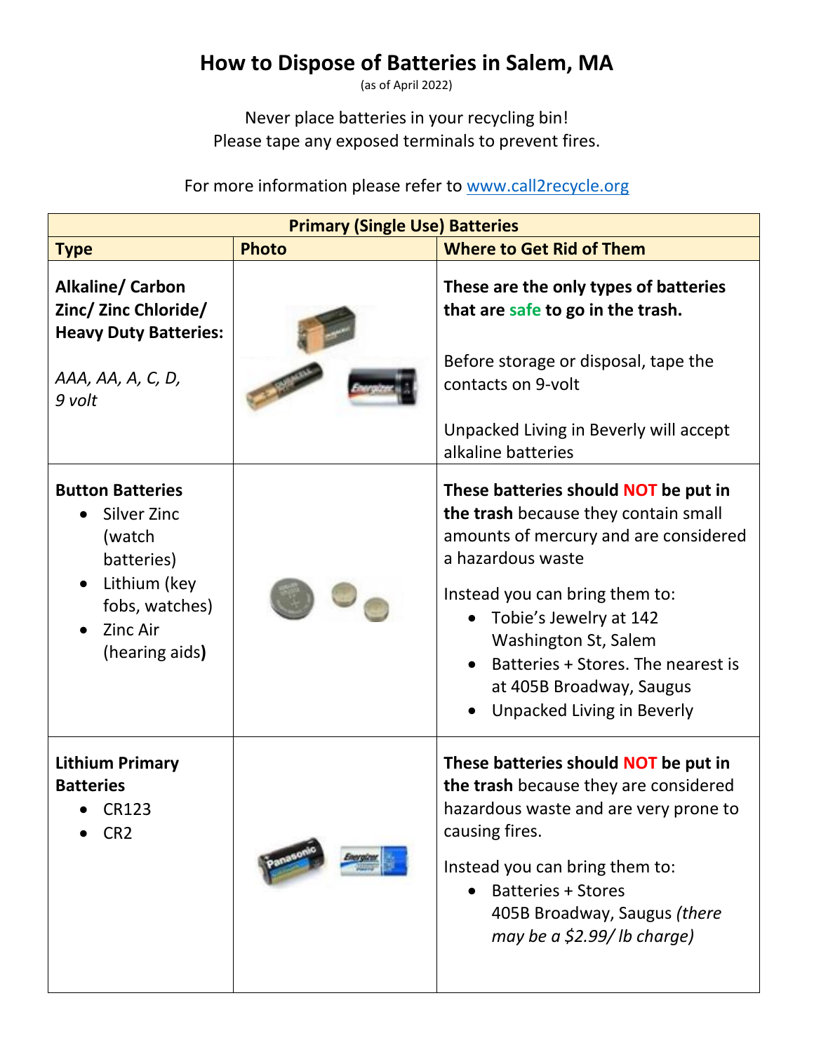# How to Dispose of Batteries in Salem, MA

(as of April 2022)

Never place batteries in your recycling bin!
Please tape any exposed terminals to prevent fires.

For more information please refer to [www.call2recycle.org](http://www.call2recycle.org)

| Primary (Single Use) Batteries | | |
|---|---|---|
| **Type** | **Photo** | **Where to Get Rid of Them** |
| **Alkaline/ Carbon Zinc/ Zinc Chloride/ Heavy Duty Batteries:**<br><br>*AAA, AA, A, C, D, 9 volt* | | **These are the only types of batteries that are safe to go in the trash.**<br><br>Before storage or disposal, tape the contacts on 9-volt<br><br>Unpacked Living in Beverly will accept alkaline batteries |
| **Button Batteries**<br>• Silver Zinc (watch batteries)<br>• Lithium (key fobs, watches)<br>• Zinc Air (hearing aids) | | **These batteries should NOT be put in the trash** because they contain small amounts of mercury and are considered a hazardous waste<br><br>Instead you can bring them to:<br>• Tobie's Jewelry at 142 Washington St, Salem<br>• Batteries + Stores. The nearest is at 405B Broadway, Saugus<br>• Unpacked Living in Beverly |
| **Lithium Primary Batteries**<br>• CR123<br>• CR2 | | **These batteries should NOT be put in the trash** because they are considered hazardous waste and are very prone to causing fires.<br><br>Instead you can bring them to:<br>• Batteries + Stores 405B Broadway, Saugus *(there may be a $2.99/ lb charge)* |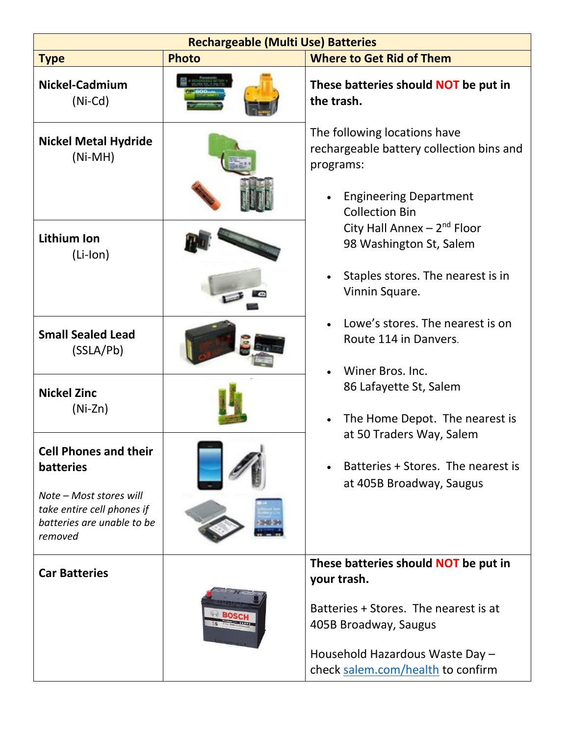| Rechargeable (Multi Use) Batteries | | |
|---|---|---|
| **Type** | **Photo** | **Where to Get Rid of Them** |
| **Nickel-Cadmium** (Ni-Cd) | | **These batteries should NOT be put in the trash.** The following locations have rechargeable battery collection bins and programs: <br>• Engineering Department Collection Bin City Hall Annex – 2nd Floor 98 Washington St, Salem <br>• Staples stores. The nearest is in Vinnin Square. <br>• Lowe's stores. The nearest is on Route 114 in Danvers. <br>• Winer Bros. Inc. 86 Lafayette St, Salem <br>• The Home Depot. The nearest is at 50 Traders Way, Salem <br>• Batteries + Stores. The nearest is at 405B Broadway, Saugus |
| **Nickel Metal Hydride** (Ni-MH) | | |
| **Lithium Ion** (Li-Ion) | | |
| **Small Sealed Lead** (SSLA/Pb) | | |
| **Nickel Zinc** (Ni-Zn) | | |
| **Cell Phones and their batteries** *Note – Most stores will take entire cell phones if batteries are unable to be removed* | | |
| **Car Batteries** | | **These batteries should NOT be put in your trash.** Batteries + Stores. The nearest is at 405B Broadway, Saugus <br>Household Hazardous Waste Day – check salem.com/health to confirm |